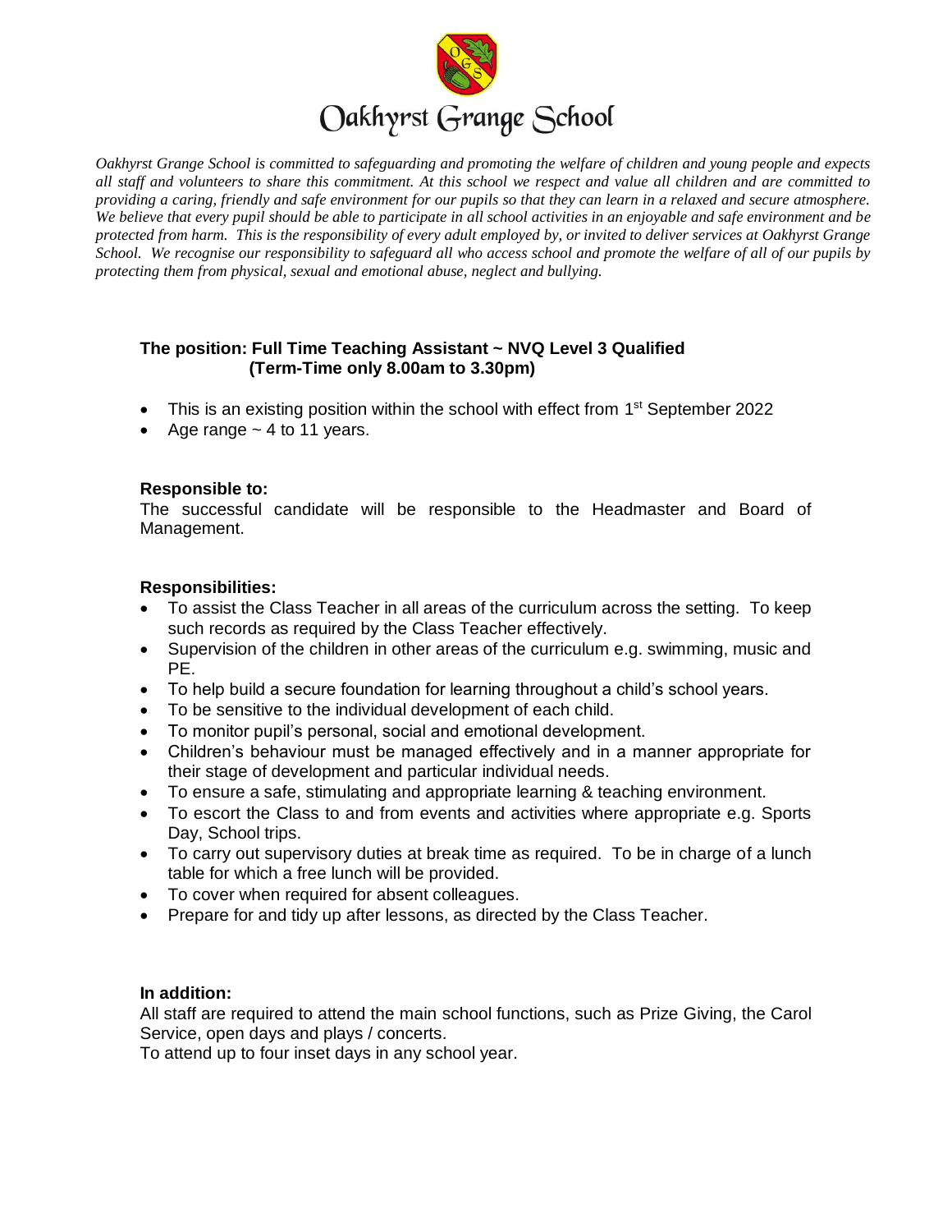# Oakhyrst Grange School

*Oakhyrst Grange School is committed to safeguarding and promoting the welfare of children and young people and expects all staff and volunteers to share this commitment. At this school we respect and value all children and are committed to providing a caring, friendly and safe environment for our pupils so that they can learn in a relaxed and secure atmosphere. We believe that every pupil should be able to participate in all school activities in an enjoyable and safe environment and be protected from harm. This is the responsibility of every adult employed by, or invited to deliver services at Oakhyrst Grange School. We recognise our responsibility to safeguard all who access school and promote the welfare of all of our pupils by protecting them from physical, sexual and emotional abuse, neglect and bullying.*

**The position: Full Time Teaching Assistant ~ NVQ Level 3 Qualified (Term-Time only 8.00am to 3.30pm)**

- This is an existing position within the school with effect from 1st September 2022
- Age range ~ 4 to 11 years.

**Responsible to:**

The successful candidate will be responsible to the Headmaster and Board of Management.

**Responsibilities:**

- To assist the Class Teacher in all areas of the curriculum across the setting. To keep such records as required by the Class Teacher effectively.
- Supervision of the children in other areas of the curriculum e.g. swimming, music and PE.
- To help build a secure foundation for learning throughout a child's school years.
- To be sensitive to the individual development of each child.
- To monitor pupil's personal, social and emotional development.
- Children's behaviour must be managed effectively and in a manner appropriate for their stage of development and particular individual needs.
- To ensure a safe, stimulating and appropriate learning & teaching environment.
- To escort the Class to and from events and activities where appropriate e.g. Sports Day, School trips.
- To carry out supervisory duties at break time as required. To be in charge of a lunch table for which a free lunch will be provided.
- To cover when required for absent colleagues.
- Prepare for and tidy up after lessons, as directed by the Class Teacher.

**In addition:**

All staff are required to attend the main school functions, such as Prize Giving, the Carol Service, open days and plays / concerts.

To attend up to four inset days in any school year.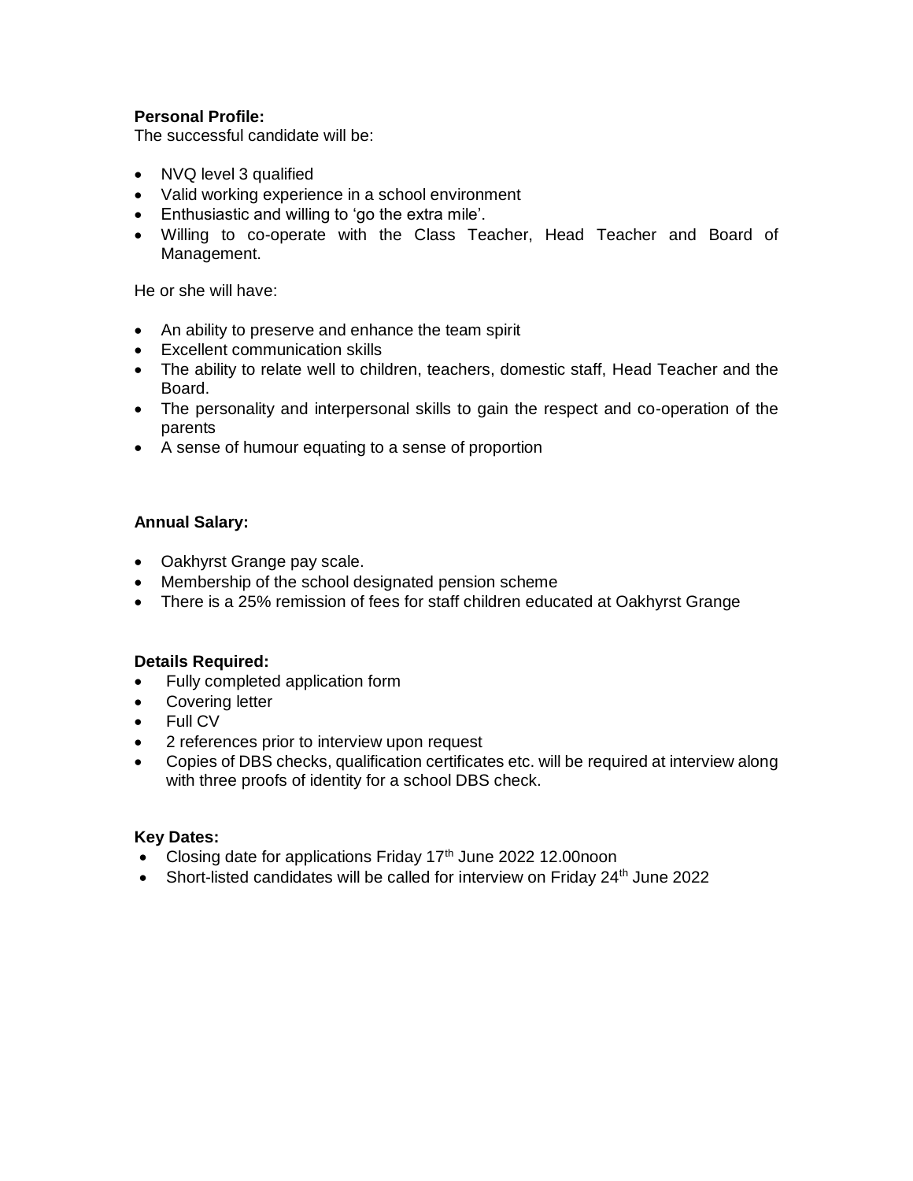**Personal Profile:**
The successful candidate will be:

- NVQ level 3 qualified
- Valid working experience in a school environment
- Enthusiastic and willing to 'go the extra mile'.
- Willing to co-operate with the Class Teacher, Head Teacher and Board of Management.

He or she will have:

- An ability to preserve and enhance the team spirit
- Excellent communication skills
- The ability to relate well to children, teachers, domestic staff, Head Teacher and the Board.
- The personality and interpersonal skills to gain the respect and co-operation of the parents
- A sense of humour equating to a sense of proportion

**Annual Salary:**

- Oakhyrst Grange pay scale.
- Membership of the school designated pension scheme
- There is a 25% remission of fees for staff children educated at Oakhyrst Grange

**Details Required:**

- Fully completed application form
- Covering letter
- Full CV
- 2 references prior to interview upon request
- Copies of DBS checks, qualification certificates etc. will be required at interview along with three proofs of identity for a school DBS check.

**Key Dates:**

- Closing date for applications Friday 17th June 2022 12.00noon
- Short-listed candidates will be called for interview on Friday 24th June 2022